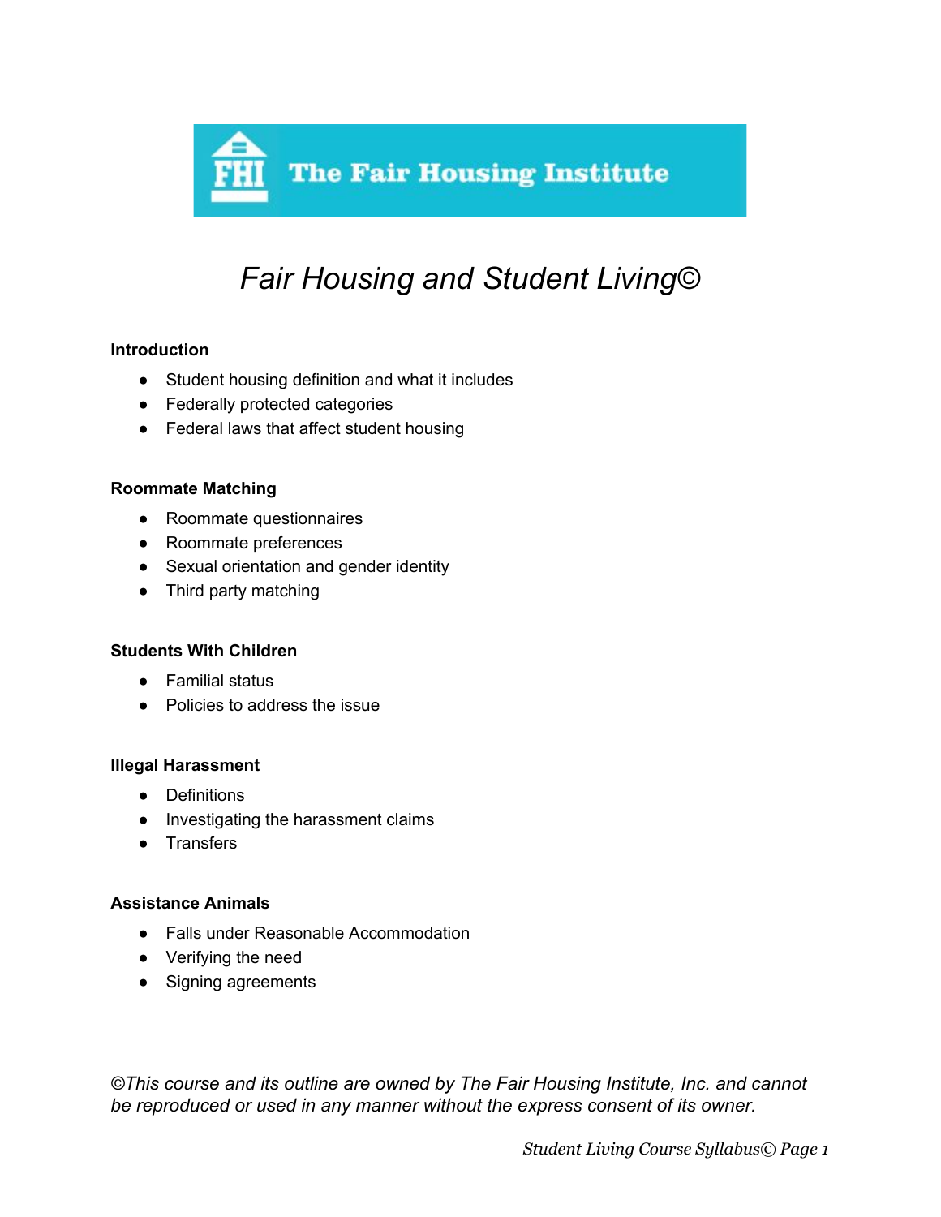The Fair Housing Institute

# *Fair Housing and Student Living©*

**Introduction**

- Student housing definition and what it includes
- Federally protected categories
- Federal laws that affect student housing

**Roommate Matching**

- Roommate questionnaires
- Roommate preferences
- Sexual orientation and gender identity
- Third party matching

**Students With Children**

- Familial status
- Policies to address the issue

**Illegal Harassment**

- Definitions
- Investigating the harassment claims
- Transfers

**Assistance Animals**

- Falls under Reasonable Accommodation
- Verifying the need
- Signing agreements

*©This course and its outline are owned by The Fair Housing Institute, Inc. and cannot be reproduced or used in any manner without the express consent of its owner.*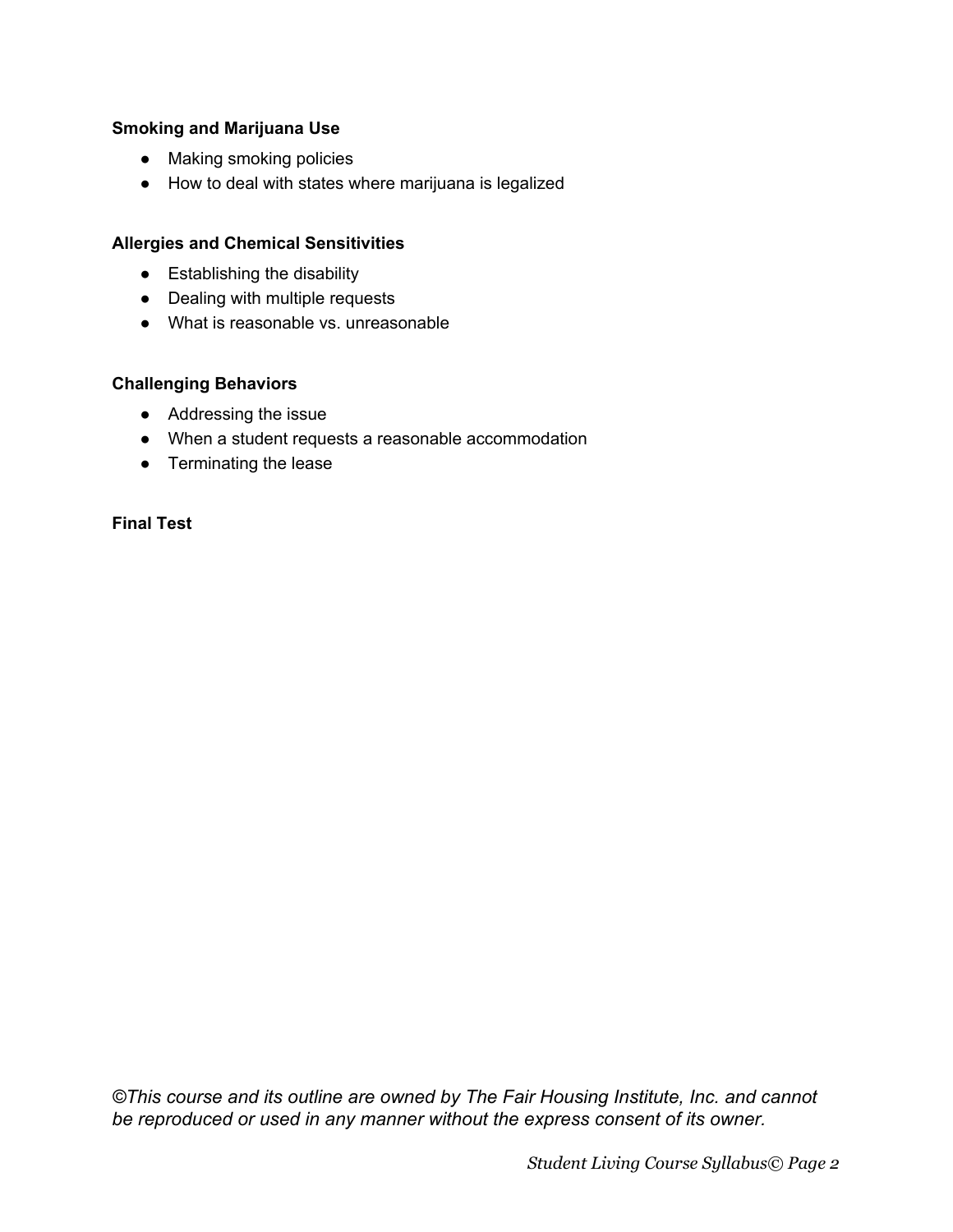**Smoking and Marijuana Use**

- Making smoking policies
- How to deal with states where marijuana is legalized

**Allergies and Chemical Sensitivities**

- Establishing the disability
- Dealing with multiple requests
- What is reasonable vs. unreasonable

**Challenging Behaviors**

- Addressing the issue
- When a student requests a reasonable accommodation
- Terminating the lease

**Final Test**

*©This course and its outline are owned by The Fair Housing Institute, Inc. and cannot be reproduced or used in any manner without the express consent of its owner.*